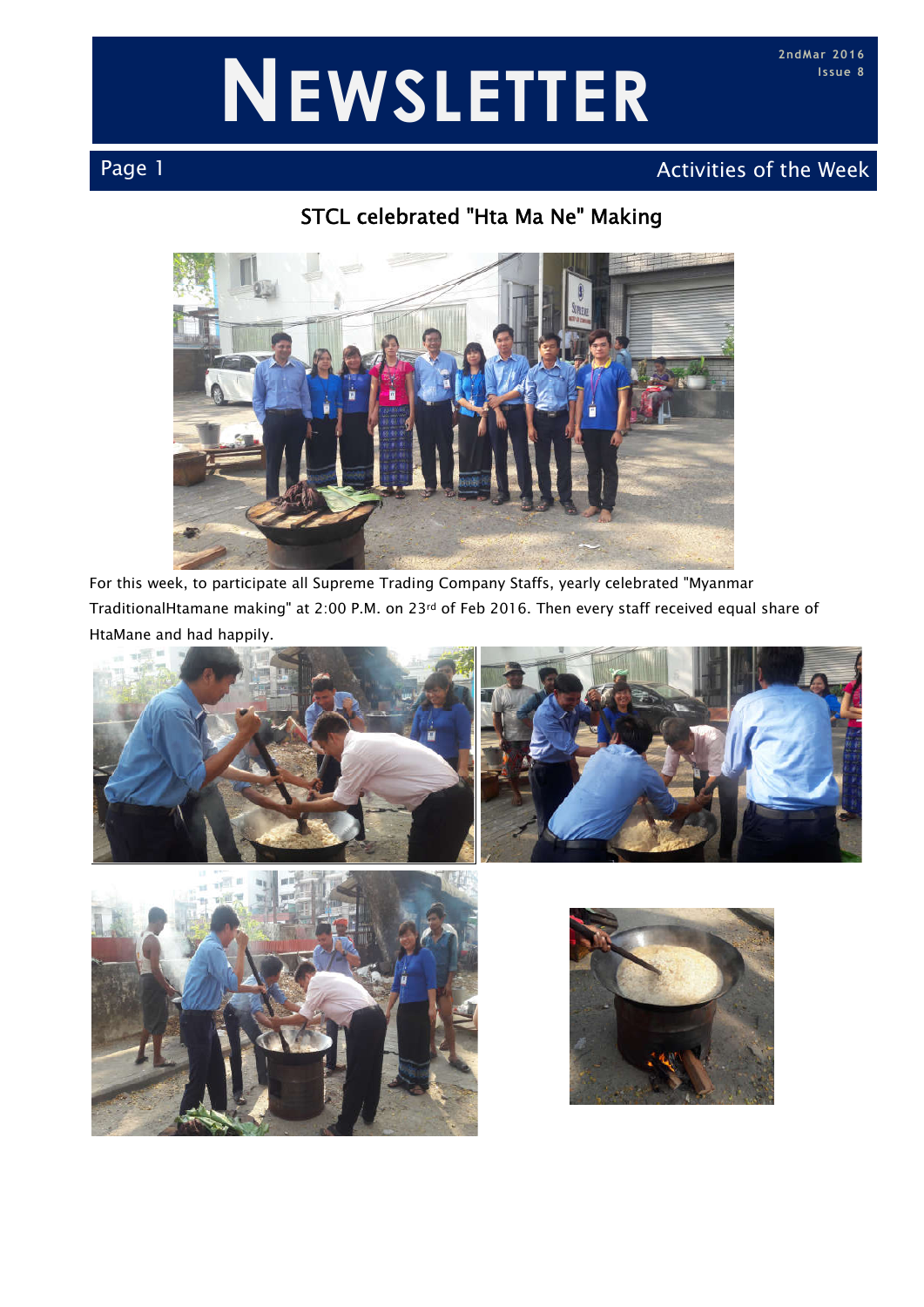# NEWSLETTER

2ndMar 2016
Issue 8

Page 1 — Activities of the Week

## STCL celebrated "Hta Ma Ne" Making

For this week, to participate all Supreme Trading Company Staffs, yearly celebrated "Myanmar TraditionalHtamane making" at 2:00 P.M. on 23rd of Feb 2016. Then every staff received equal share of HtaMane and had happily.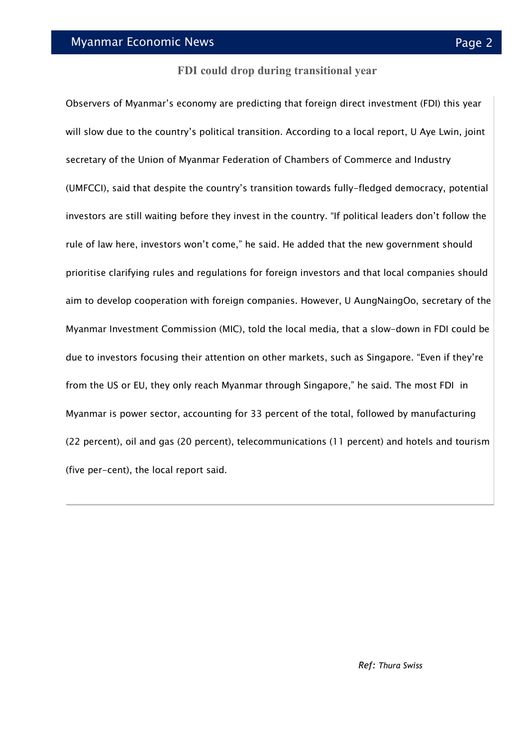## FDI could drop during transitional year

Observers of Myanmar's economy are predicting that foreign direct investment (FDI) this year will slow due to the country's political transition. According to a local report, U Aye Lwin, joint secretary of the Union of Myanmar Federation of Chambers of Commerce and Industry (UMFCCI), said that despite the country's transition towards fully-fledged democracy, potential investors are still waiting before they invest in the country. "If political leaders don't follow the rule of law here, investors won't come," he said. He added that the new government should prioritise clarifying rules and regulations for foreign investors and that local companies should aim to develop cooperation with foreign companies. However, U AungNaingOo, secretary of the Myanmar Investment Commission (MIC), told the local media, that a slow-down in FDI could be due to investors focusing their attention on other markets, such as Singapore. "Even if they're from the US or EU, they only reach Myanmar through Singapore," he said. The most FDI in Myanmar is power sector, accounting for 33 percent of the total, followed by manufacturing (22 percent), oil and gas (20 percent), telecommunications (11 percent) and hotels and tourism (five per-cent), the local report said.

*Ref: Thura Swiss*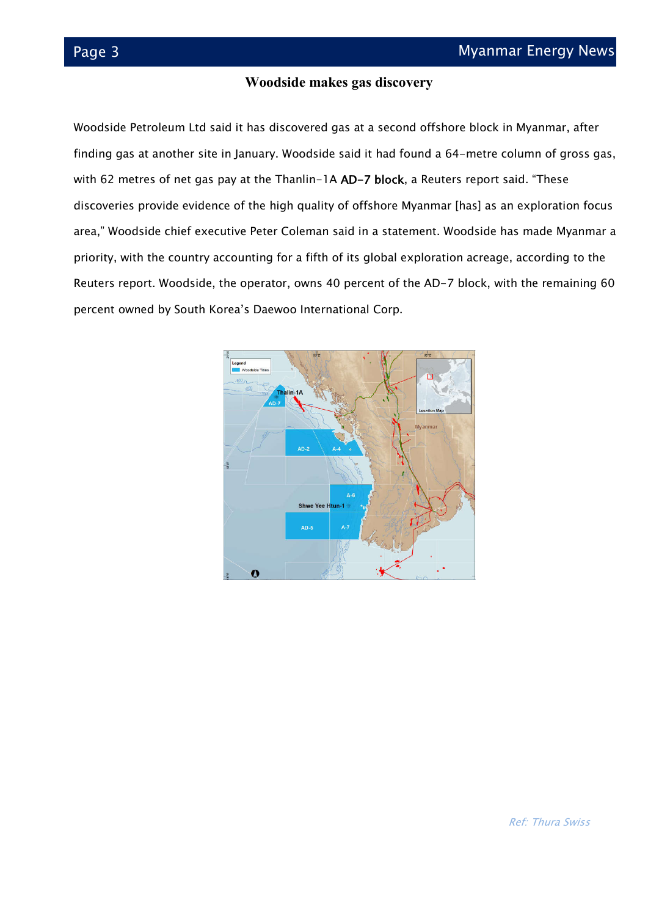# Woodside makes gas discovery

Woodside Petroleum Ltd said it has discovered gas at a second offshore block in Myanmar, after finding gas at another site in January. Woodside said it had found a 64-metre column of gross gas, with 62 metres of net gas pay at the Thanlin-1A **AD-7 block**, a Reuters report said. “These discoveries provide evidence of the high quality of offshore Myanmar [has] as an exploration focus area,” Woodside chief executive Peter Coleman said in a statement. Woodside has made Myanmar a priority, with the country accounting for a fifth of its global exploration acreage, according to the Reuters report. Woodside, the operator, owns 40 percent of the AD-7 block, with the remaining 60 percent owned by South Korea’s Daewoo International Corp.

*Ref: Thura Swiss*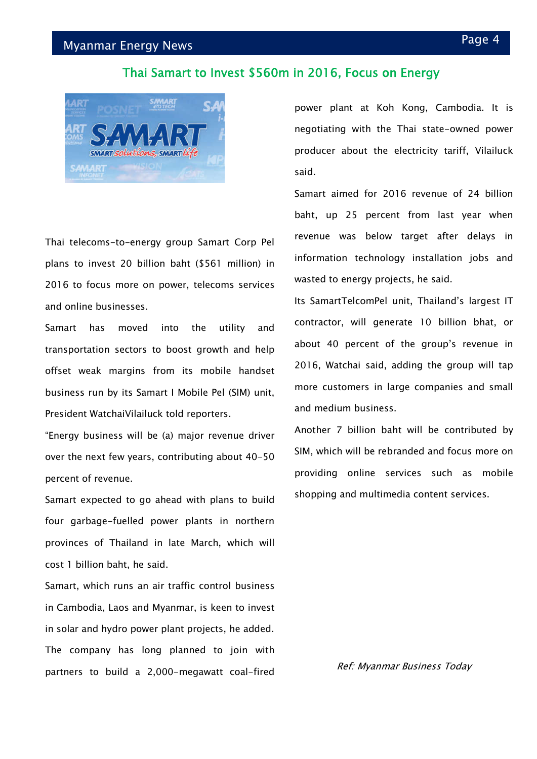## Thai Samart to Invest $560m in 2016, Focus on Energy

Thai telecoms-to-energy group Samart Corp Pel plans to invest 20 billion baht ($561 million) in 2016 to focus more on power, telecoms services and online businesses.

Samart has moved into the utility and transportation sectors to boost growth and help offset weak margins from its mobile handset business run by its Samart I Mobile Pel (SIM) unit, President WatchaiVilailuck told reporters.

"Energy business will be (a) major revenue driver over the next few years, contributing about 40-50 percent of revenue.

Samart expected to go ahead with plans to build four garbage-fuelled power plants in northern provinces of Thailand in late March, which will cost 1 billion baht, he said.

Samart, which runs an air traffic control business in Cambodia, Laos and Myanmar, is keen to invest in solar and hydro power plant projects, he added.

The company has long planned to join with partners to build a 2,000-megawatt coal-fired power plant at Koh Kong, Cambodia. It is negotiating with the Thai state-owned power producer about the electricity tariff, Vilailuck said.

Samart aimed for 2016 revenue of 24 billion baht, up 25 percent from last year when revenue was below target after delays in information technology installation jobs and wasted to energy projects, he said.

Its SamartTelcomPel unit, Thailand's largest IT contractor, will generate 10 billion bhat, or about 40 percent of the group's revenue in 2016, Watchai said, adding the group will tap more customers in large companies and small and medium business.

Another 7 billion baht will be contributed by SIM, which will be rebranded and focus more on providing online services such as mobile shopping and multimedia content services.

*Ref: Myanmar Business Today*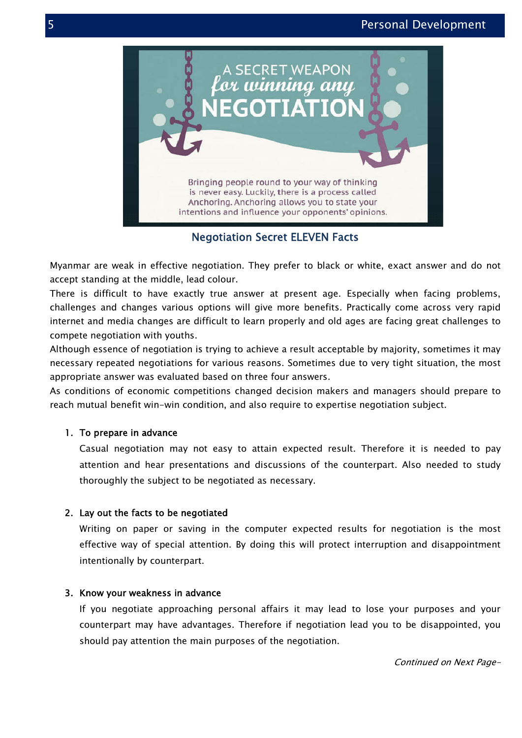Negotiation Secret ELEVEN Facts

Myanmar are weak in effective negotiation. They prefer to black or white, exact answer and do not accept standing at the middle, lead colour.

There is difficult to have exactly true answer at present age. Especially when facing problems, challenges and changes various options will give more benefits. Practically come across very rapid internet and media changes are difficult to learn properly and old ages are facing great challenges to compete negotiation with youths.

Although essence of negotiation is trying to achieve a result acceptable by majority, sometimes it may necessary repeated negotiations for various reasons. Sometimes due to very tight situation, the most appropriate answer was evaluated based on three four answers.

As conditions of economic competitions changed decision makers and managers should prepare to reach mutual benefit win-win condition, and also require to expertise negotiation subject.

1. **To prepare in advance**

   Casual negotiation may not easy to attain expected result. Therefore it is needed to pay attention and hear presentations and discussions of the counterpart. Also needed to study thoroughly the subject to be negotiated as necessary.

2. **Lay out the facts to be negotiated**

   Writing on paper or saving in the computer expected results for negotiation is the most effective way of special attention. By doing this will protect interruption and disappointment intentionally by counterpart.

3. **Know your weakness in advance**

   If you negotiate approaching personal affairs it may lead to lose your purposes and your counterpart may have advantages. Therefore if negotiation lead you to be disappointed, you should pay attention the main purposes of the negotiation.

*Continued on Next Page-*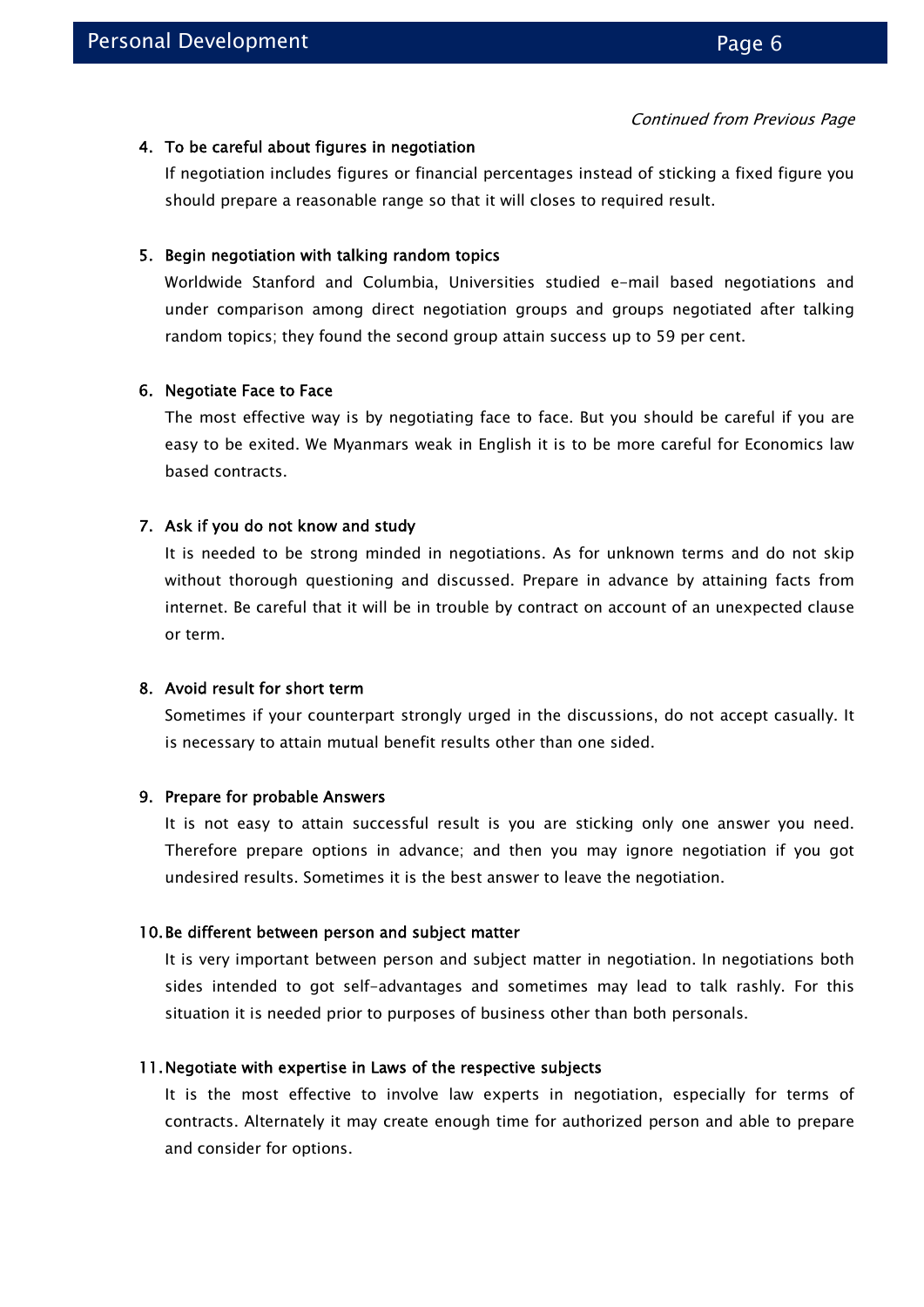*Continued from Previous Page*

4. **To be careful about figures in negotiation**

   If negotiation includes figures or financial percentages instead of sticking a fixed figure you should prepare a reasonable range so that it will closes to required result.

5. **Begin negotiation with talking random topics**

   Worldwide Stanford and Columbia, Universities studied e-mail based negotiations and under comparison among direct negotiation groups and groups negotiated after talking random topics; they found the second group attain success up to 59 per cent.

6. **Negotiate Face to Face**

   The most effective way is by negotiating face to face. But you should be careful if you are easy to be exited. We Myanmars weak in English it is to be more careful for Economics law based contracts.

7. **Ask if you do not know and study**

   It is needed to be strong minded in negotiations. As for unknown terms and do not skip without thorough questioning and discussed. Prepare in advance by attaining facts from internet. Be careful that it will be in trouble by contract on account of an unexpected clause or term.

8. **Avoid result for short term**

   Sometimes if your counterpart strongly urged in the discussions, do not accept casually. It is necessary to attain mutual benefit results other than one sided.

9. **Prepare for probable Answers**

   It is not easy to attain successful result is you are sticking only one answer you need. Therefore prepare options in advance; and then you may ignore negotiation if you got undesired results. Sometimes it is the best answer to leave the negotiation.

10. **Be different between person and subject matter**

    It is very important between person and subject matter in negotiation. In negotiations both sides intended to got self-advantages and sometimes may lead to talk rashly. For this situation it is needed prior to purposes of business other than both personals.

11. **Negotiate with expertise in Laws of the respective subjects**

    It is the most effective to involve law experts in negotiation, especially for terms of contracts. Alternately it may create enough time for authorized person and able to prepare and consider for options.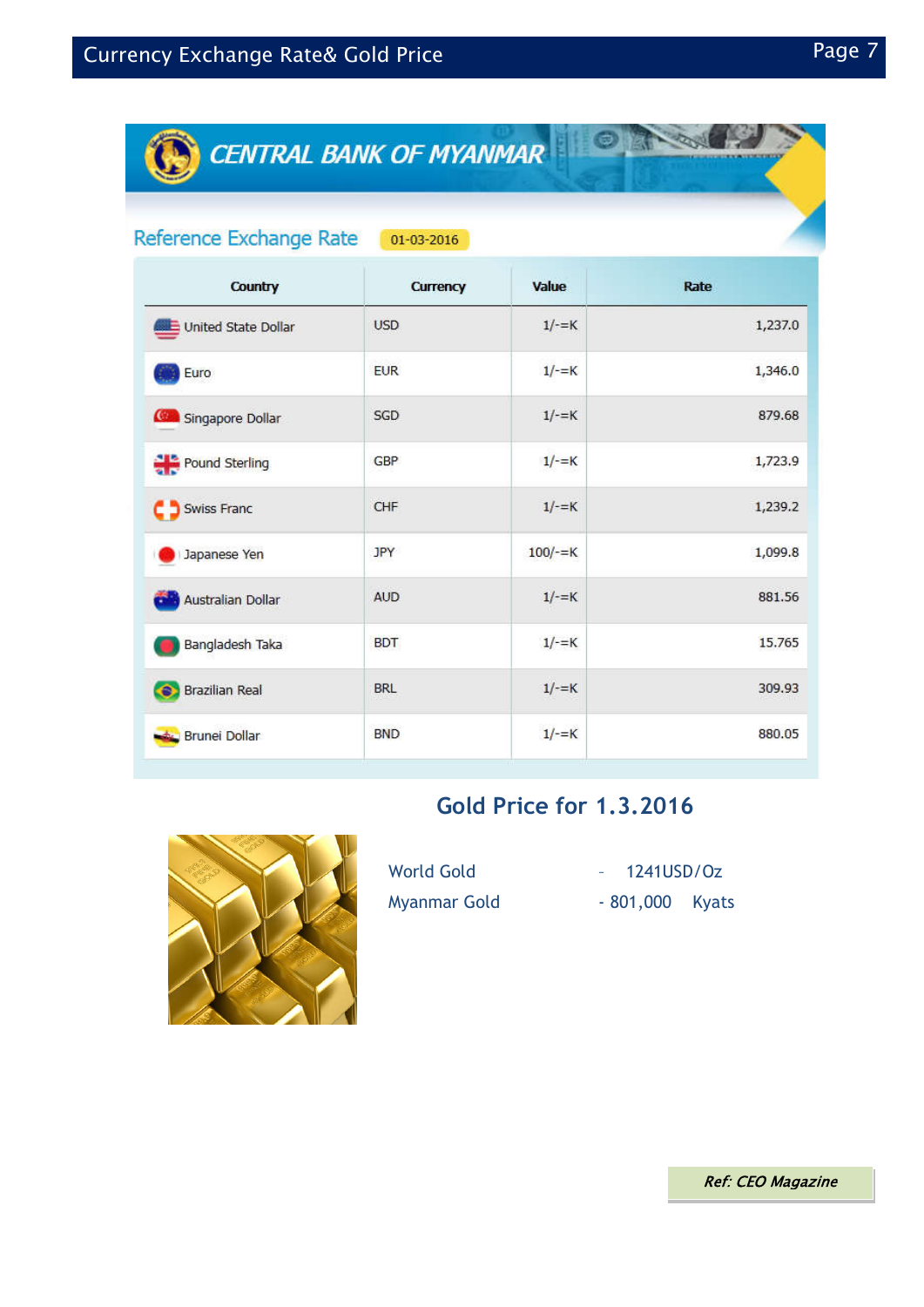# CENTRAL BANK OF MYANMAR

## Reference Exchange Rate 01-03-2016

| Country | Currency | Value | Rate |
|---|---|---|---|
| United State Dollar | USD | 1/-=K | 1,237.0 |
| Euro | EUR | 1/-=K | 1,346.0 |
| Singapore Dollar | SGD | 1/-=K | 879.68 |
| Pound Sterling | GBP | 1/-=K | 1,723.9 |
| Swiss Franc | CHF | 1/-=K | 1,239.2 |
| Japanese Yen | JPY | 100/-=K | 1,099.8 |
| Australian Dollar | AUD | 1/-=K | 881.56 |
| Bangladesh Taka | BDT | 1/-=K | 15.765 |
| Brazilian Real | BRL | 1/-=K | 309.93 |
| Brunei Dollar | BND | 1/-=K | 880.05 |

## Gold Price for 1.3.2016

World Gold - 1241USD/Oz

Myanmar Gold - 801,000 Kyats

***Ref: CEO Magazine***